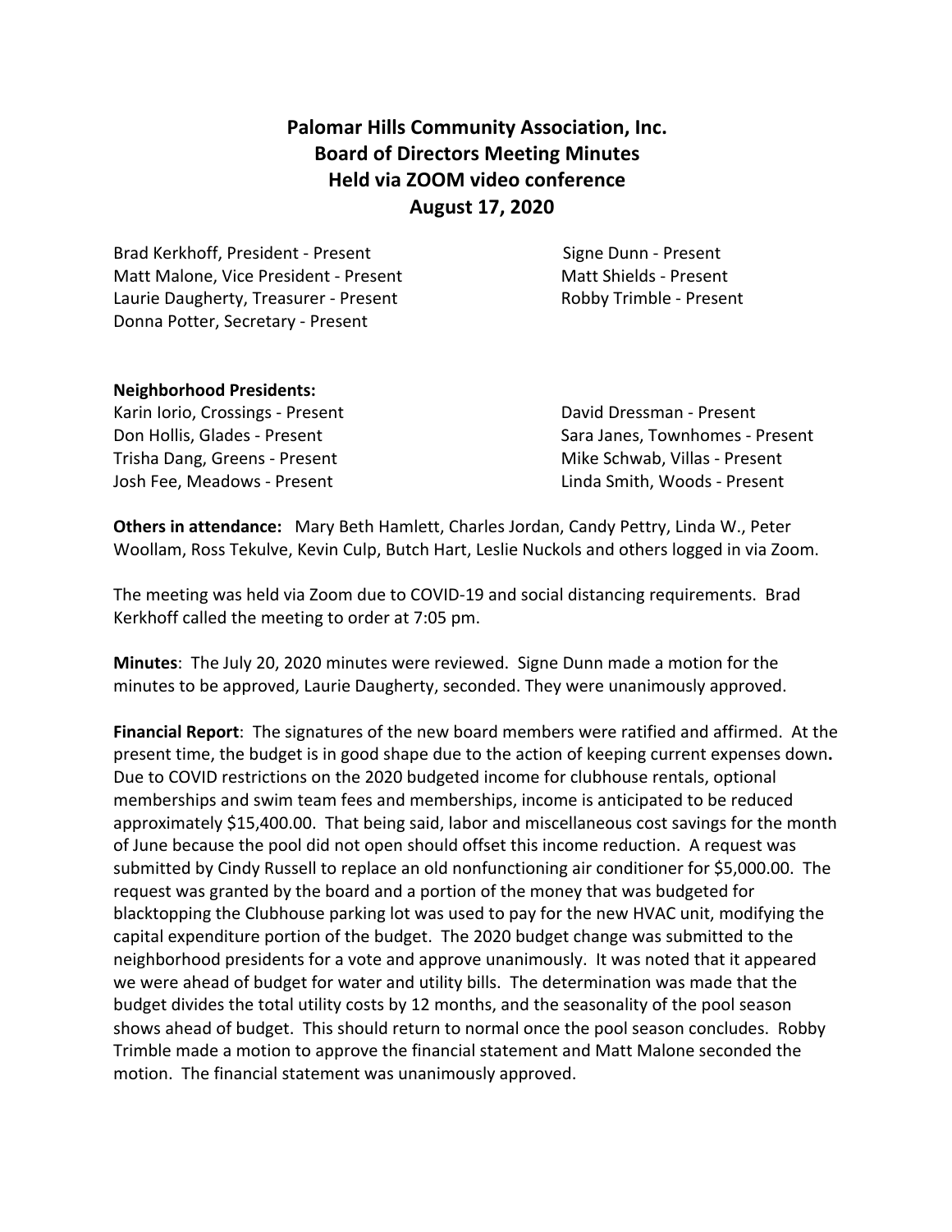# Palomar Hills Community Association, Inc.
# Board of Directors Meeting Minutes
# Held via ZOOM video conference
# August 17, 2020

Brad Kerkhoff, President - Present
Matt Malone, Vice President - Present
Laurie Daugherty, Treasurer - Present
Donna Potter, Secretary - Present
Signe Dunn - Present
Matt Shields - Present
Robby Trimble - Present

**Neighborhood Presidents:**

Karin Iorio, Crossings - Present
Don Hollis, Glades - Present
Trisha Dang, Greens - Present
Josh Fee, Meadows - Present
David Dressman - Present
Sara Janes, Townhomes - Present
Mike Schwab, Villas - Present
Linda Smith, Woods - Present

**Others in attendance:** Mary Beth Hamlett, Charles Jordan, Candy Pettry, Linda W., Peter Woollam, Ross Tekulve, Kevin Culp, Butch Hart, Leslie Nuckols and others logged in via Zoom.

The meeting was held via Zoom due to COVID-19 and social distancing requirements. Brad Kerkhoff called the meeting to order at 7:05 pm.

**Minutes**: The July 20, 2020 minutes were reviewed. Signe Dunn made a motion for the minutes to be approved, Laurie Daugherty, seconded. They were unanimously approved.

**Financial Report**: The signatures of the new board members were ratified and affirmed. At the present time, the budget is in good shape due to the action of keeping current expenses down**.** Due to COVID restrictions on the 2020 budgeted income for clubhouse rentals, optional memberships and swim team fees and memberships, income is anticipated to be reduced approximately $15,400.00. That being said, labor and miscellaneous cost savings for the month of June because the pool did not open should offset this income reduction. A request was submitted by Cindy Russell to replace an old nonfunctioning air conditioner for $5,000.00. The request was granted by the board and a portion of the money that was budgeted for blacktopping the Clubhouse parking lot was used to pay for the new HVAC unit, modifying the capital expenditure portion of the budget. The 2020 budget change was submitted to the neighborhood presidents for a vote and approve unanimously. It was noted that it appeared we were ahead of budget for water and utility bills. The determination was made that the budget divides the total utility costs by 12 months, and the seasonality of the pool season shows ahead of budget. This should return to normal once the pool season concludes. Robby Trimble made a motion to approve the financial statement and Matt Malone seconded the motion. The financial statement was unanimously approved.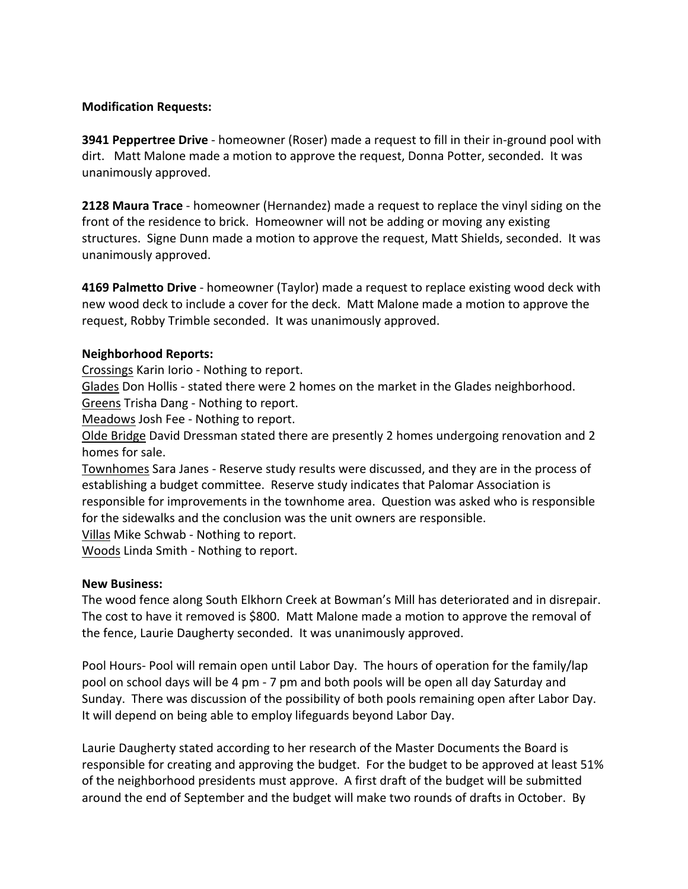**Modification Requests:**

**3941 Peppertree Drive** - homeowner (Roser) made a request to fill in their in-ground pool with dirt. Matt Malone made a motion to approve the request, Donna Potter, seconded. It was unanimously approved.

**2128 Maura Trace** - homeowner (Hernandez) made a request to replace the vinyl siding on the front of the residence to brick. Homeowner will not be adding or moving any existing structures. Signe Dunn made a motion to approve the request, Matt Shields, seconded. It was unanimously approved.

**4169 Palmetto Drive** - homeowner (Taylor) made a request to replace existing wood deck with new wood deck to include a cover for the deck. Matt Malone made a motion to approve the request, Robby Trimble seconded. It was unanimously approved.

**Neighborhood Reports:**

Crossings Karin Iorio - Nothing to report.
Glades Don Hollis - stated there were 2 homes on the market in the Glades neighborhood.
Greens Trisha Dang - Nothing to report.
Meadows Josh Fee - Nothing to report.
Olde Bridge David Dressman stated there are presently 2 homes undergoing renovation and 2 homes for sale.
Townhomes Sara Janes - Reserve study results were discussed, and they are in the process of establishing a budget committee. Reserve study indicates that Palomar Association is responsible for improvements in the townhome area. Question was asked who is responsible for the sidewalks and the conclusion was the unit owners are responsible.
Villas Mike Schwab - Nothing to report.
Woods Linda Smith - Nothing to report.

**New Business:**

The wood fence along South Elkhorn Creek at Bowman's Mill has deteriorated and in disrepair. The cost to have it removed is $800. Matt Malone made a motion to approve the removal of the fence, Laurie Daugherty seconded. It was unanimously approved.

Pool Hours- Pool will remain open until Labor Day. The hours of operation for the family/lap pool on school days will be 4 pm - 7 pm and both pools will be open all day Saturday and Sunday. There was discussion of the possibility of both pools remaining open after Labor Day. It will depend on being able to employ lifeguards beyond Labor Day.

Laurie Daugherty stated according to her research of the Master Documents the Board is responsible for creating and approving the budget. For the budget to be approved at least 51% of the neighborhood presidents must approve. A first draft of the budget will be submitted around the end of September and the budget will make two rounds of drafts in October. By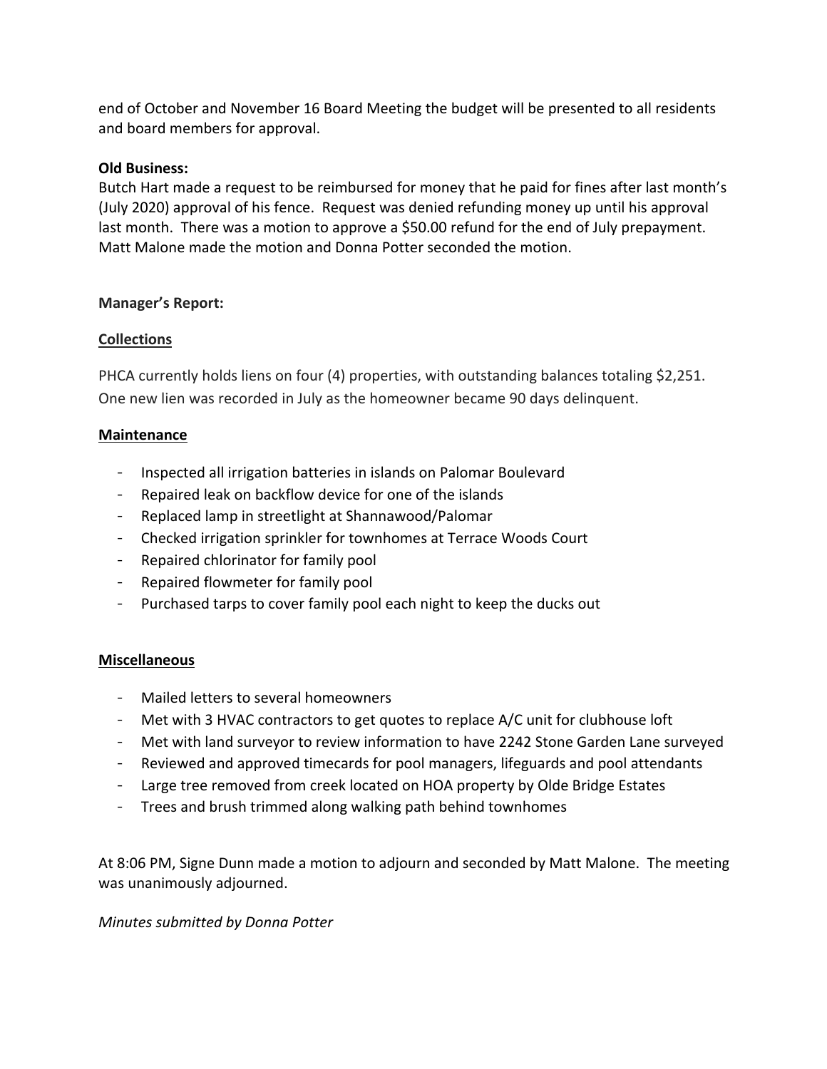end of October and November 16 Board Meeting the budget will be presented to all residents and board members for approval.

**Old Business:**
Butch Hart made a request to be reimbursed for money that he paid for fines after last month's (July 2020) approval of his fence. Request was denied refunding money up until his approval last month. There was a motion to approve a $50.00 refund for the end of July prepayment. Matt Malone made the motion and Donna Potter seconded the motion.

**Manager's Report:**

**Collections**

PHCA currently holds liens on four (4) properties, with outstanding balances totaling $2,251. One new lien was recorded in July as the homeowner became 90 days delinquent.

**Maintenance**

- Inspected all irrigation batteries in islands on Palomar Boulevard
- Repaired leak on backflow device for one of the islands
- Replaced lamp in streetlight at Shannawood/Palomar
- Checked irrigation sprinkler for townhomes at Terrace Woods Court
- Repaired chlorinator for family pool
- Repaired flowmeter for family pool
- Purchased tarps to cover family pool each night to keep the ducks out

**Miscellaneous**

- Mailed letters to several homeowners
- Met with 3 HVAC contractors to get quotes to replace A/C unit for clubhouse loft
- Met with land surveyor to review information to have 2242 Stone Garden Lane surveyed
- Reviewed and approved timecards for pool managers, lifeguards and pool attendants
- Large tree removed from creek located on HOA property by Olde Bridge Estates
- Trees and brush trimmed along walking path behind townhomes

At 8:06 PM, Signe Dunn made a motion to adjourn and seconded by Matt Malone. The meeting was unanimously adjourned.

*Minutes submitted by Donna Potter*